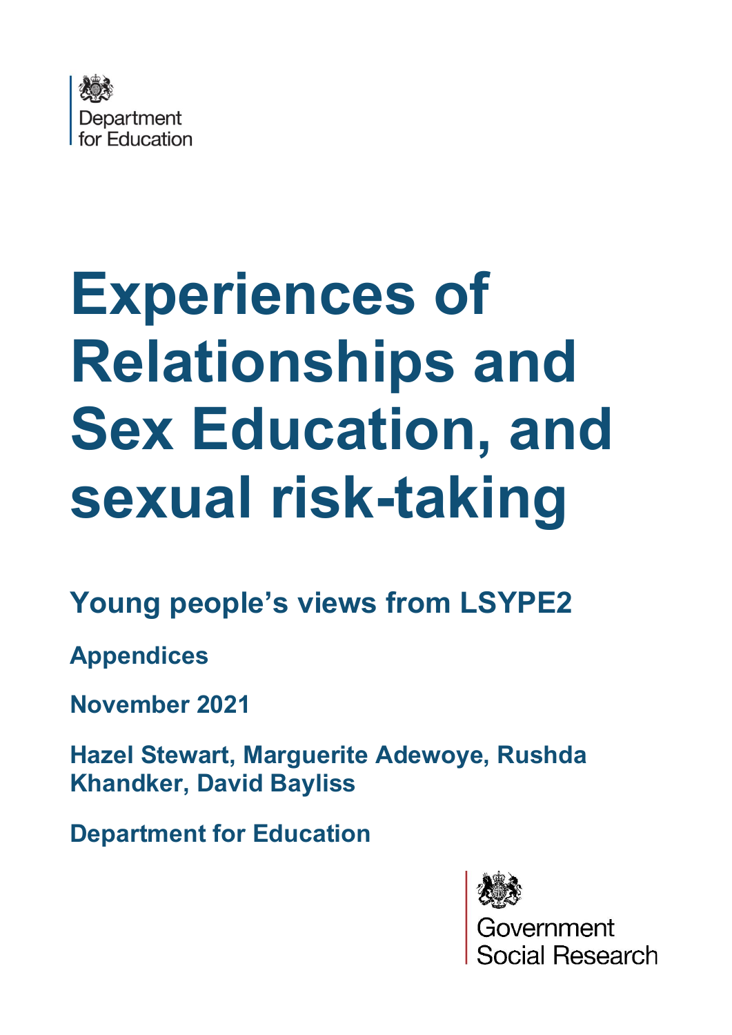Department for Education

# Experiences of Relationships and Sex Education, and sexual risk-taking

## Young people's views from LSYPE2

**Appendices**

**November 2021**

**Hazel Stewart, Marguerite Adewoye, Rushda Khandker, David Bayliss**

**Department for Education**

Government Social Research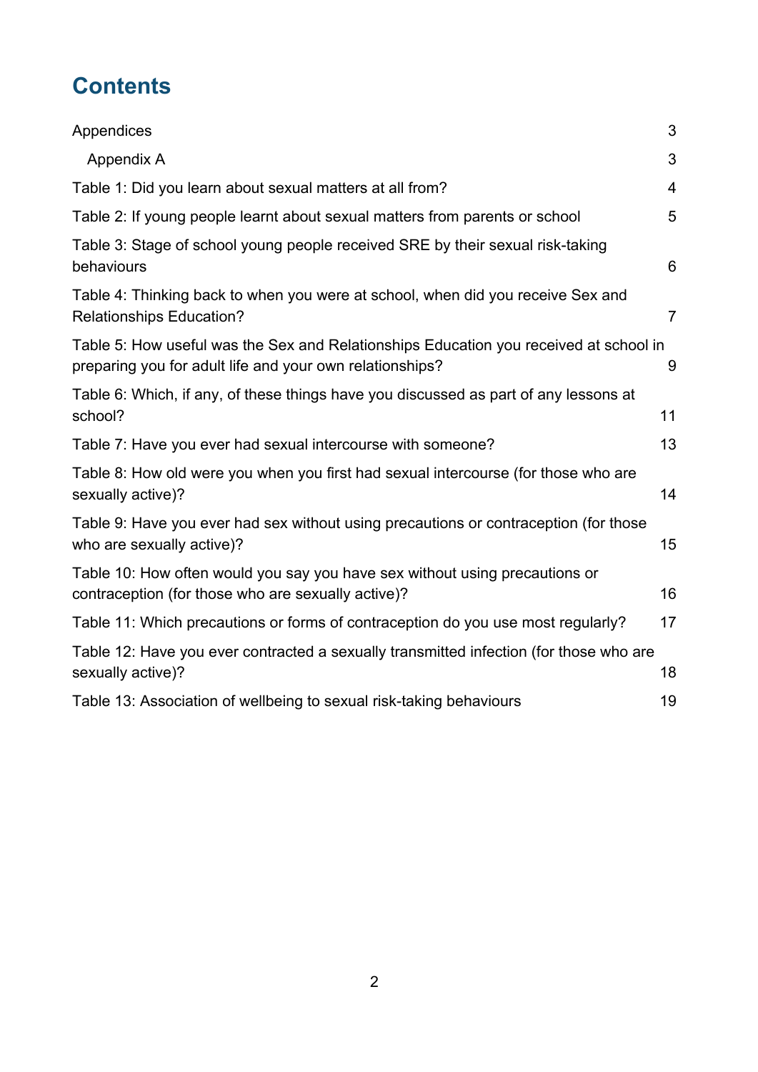# Contents

- Appendices 3
  - Appendix A 3
- Table 1: Did you learn about sexual matters at all from? 4
- Table 2: If young people learnt about sexual matters from parents or school 5
- Table 3: Stage of school young people received SRE by their sexual risk-taking behaviours 6
- Table 4: Thinking back to when you were at school, when did you receive Sex and Relationships Education? 7
- Table 5: How useful was the Sex and Relationships Education you received at school in preparing you for adult life and your own relationships? 9
- Table 6: Which, if any, of these things have you discussed as part of any lessons at school? 11
- Table 7: Have you ever had sexual intercourse with someone? 13
- Table 8: How old were you when you first had sexual intercourse (for those who are sexually active)? 14
- Table 9: Have you ever had sex without using precautions or contraception (for those who are sexually active)? 15
- Table 10: How often would you say you have sex without using precautions or contraception (for those who are sexually active)? 16
- Table 11: Which precautions or forms of contraception do you use most regularly? 17
- Table 12: Have you ever contracted a sexually transmitted infection (for those who are sexually active)? 18
- Table 13: Association of wellbeing to sexual risk-taking behaviours 19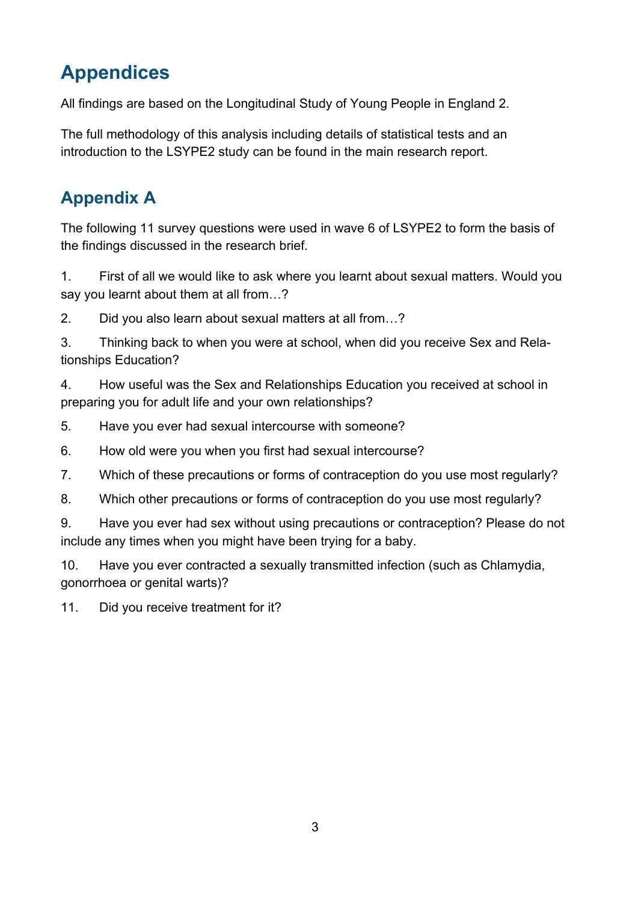# Appendices

All findings are based on the Longitudinal Study of Young People in England 2.

The full methodology of this analysis including details of statistical tests and an introduction to the LSYPE2 study can be found in the main research report.

## Appendix A

The following 11 survey questions were used in wave 6 of LSYPE2 to form the basis of the findings discussed in the research brief.

1. First of all we would like to ask where you learnt about sexual matters. Would you say you learnt about them at all from…?
2. Did you also learn about sexual matters at all from…?
3. Thinking back to when you were at school, when did you receive Sex and Relationships Education?
4. How useful was the Sex and Relationships Education you received at school in preparing you for adult life and your own relationships?
5. Have you ever had sexual intercourse with someone?
6. How old were you when you first had sexual intercourse?
7. Which of these precautions or forms of contraception do you use most regularly?
8. Which other precautions or forms of contraception do you use most regularly?
9. Have you ever had sex without using precautions or contraception? Please do not include any times when you might have been trying for a baby.
10. Have you ever contracted a sexually transmitted infection (such as Chlamydia, gonorrhoea or genital warts)?
11. Did you receive treatment for it?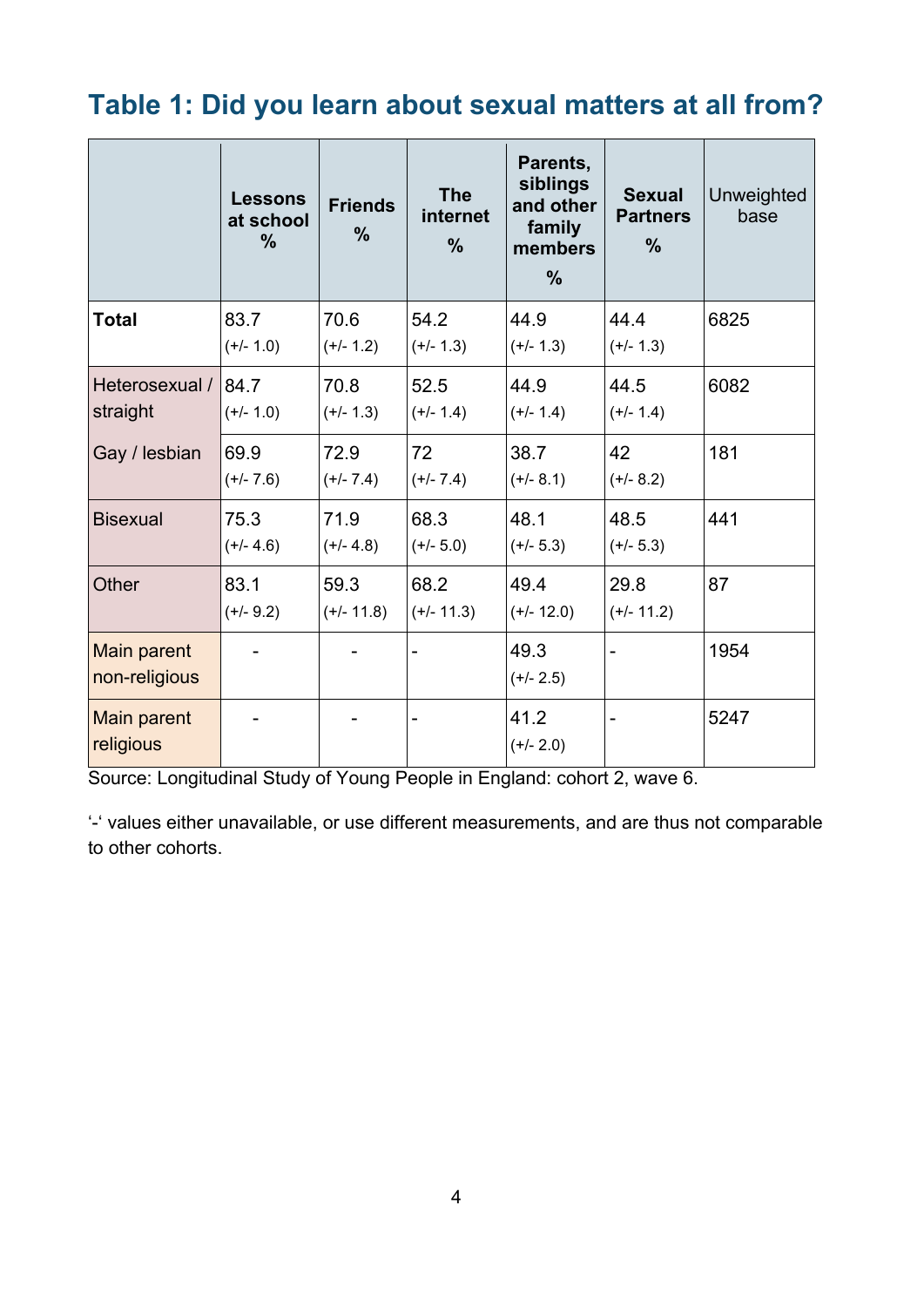## Table 1: Did you learn about sexual matters at all from?

| | Lessons at school % | Friends % | The internet % | Parents, siblings and other family members % | Sexual Partners % | Unweighted base |
|---|---|---|---|---|---|---|
| **Total** | 83.7 (+/- 1.0) | 70.6 (+/- 1.2) | 54.2 (+/- 1.3) | 44.9 (+/- 1.3) | 44.4 (+/- 1.3) | 6825 |
| Heterosexual / straight | 84.7 (+/- 1.0) | 70.8 (+/- 1.3) | 52.5 (+/- 1.4) | 44.9 (+/- 1.4) | 44.5 (+/- 1.4) | 6082 |
| Gay / lesbian | 69.9 (+/- 7.6) | 72.9 (+/- 7.4) | 72 (+/- 7.4) | 38.7 (+/- 8.1) | 42 (+/- 8.2) | 181 |
| Bisexual | 75.3 (+/- 4.6) | 71.9 (+/- 4.8) | 68.3 (+/- 5.0) | 48.1 (+/- 5.3) | 48.5 (+/- 5.3) | 441 |
| Other | 83.1 (+/- 9.2) | 59.3 (+/- 11.8) | 68.2 (+/- 11.3) | 49.4 (+/- 12.0) | 29.8 (+/- 11.2) | 87 |
| Main parent non-religious | - | - | - | 49.3 (+/- 2.5) | - | 1954 |
| Main parent religious | - | - | - | 41.2 (+/- 2.0) | - | 5247 |

Source: Longitudinal Study of Young People in England: cohort 2, wave 6.

'-' values either unavailable, or use different measurements, and are thus not comparable to other cohorts.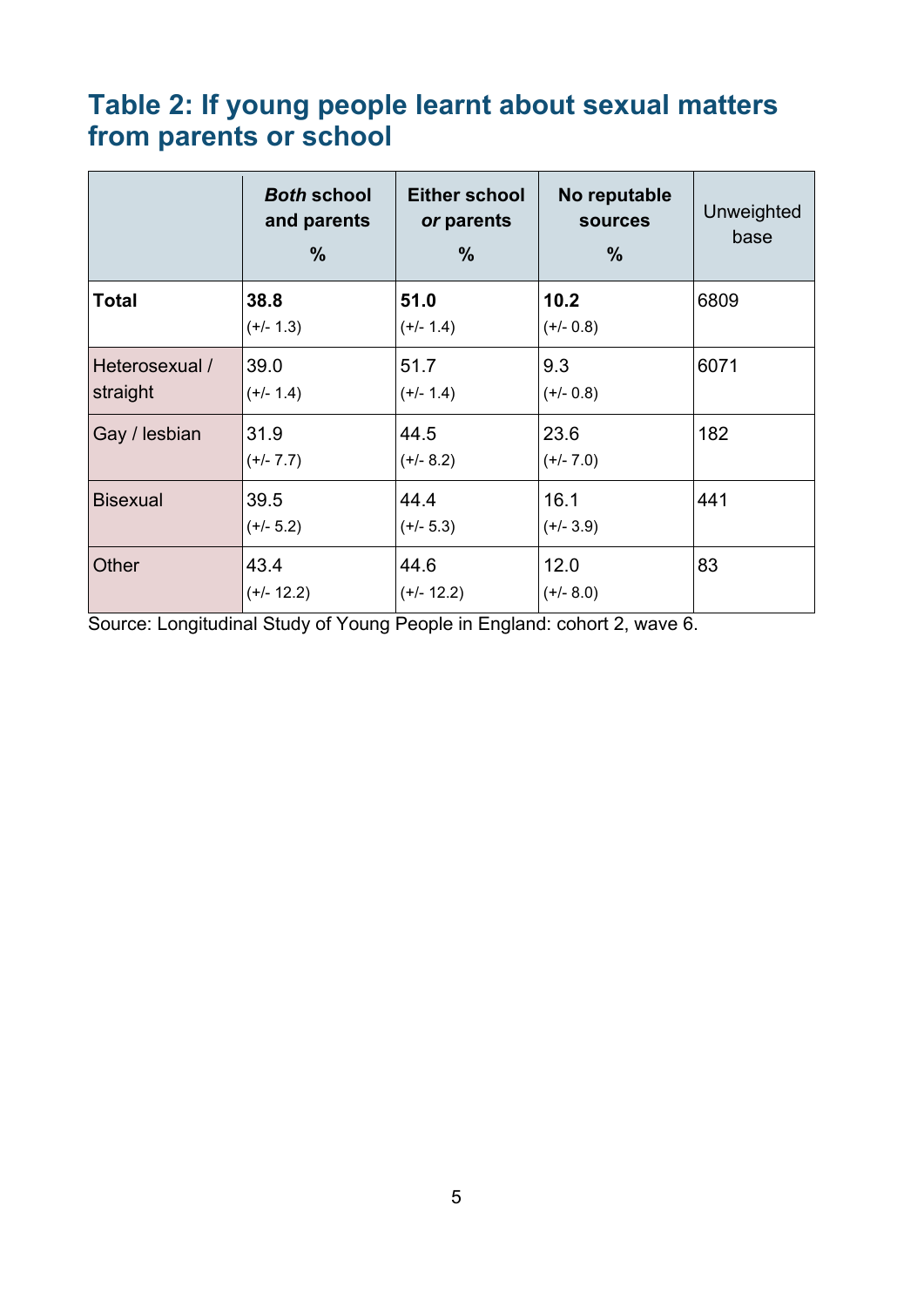## Table 2: If young people learnt about sexual matters from parents or school

| | *Both* school and parents % | Either school *or* parents % | No reputable sources % | Unweighted base |
|---|---|---|---|---|
| **Total** | **38.8** (+/- 1.3) | **51.0** (+/- 1.4) | **10.2** (+/- 0.8) | 6809 |
| Heterosexual / straight | 39.0 (+/- 1.4) | 51.7 (+/- 1.4) | 9.3 (+/- 0.8) | 6071 |
| Gay / lesbian | 31.9 (+/- 7.7) | 44.5 (+/- 8.2) | 23.6 (+/- 7.0) | 182 |
| Bisexual | 39.5 (+/- 5.2) | 44.4 (+/- 5.3) | 16.1 (+/- 3.9) | 441 |
| Other | 43.4 (+/- 12.2) | 44.6 (+/- 12.2) | 12.0 (+/- 8.0) | 83 |

Source: Longitudinal Study of Young People in England: cohort 2, wave 6.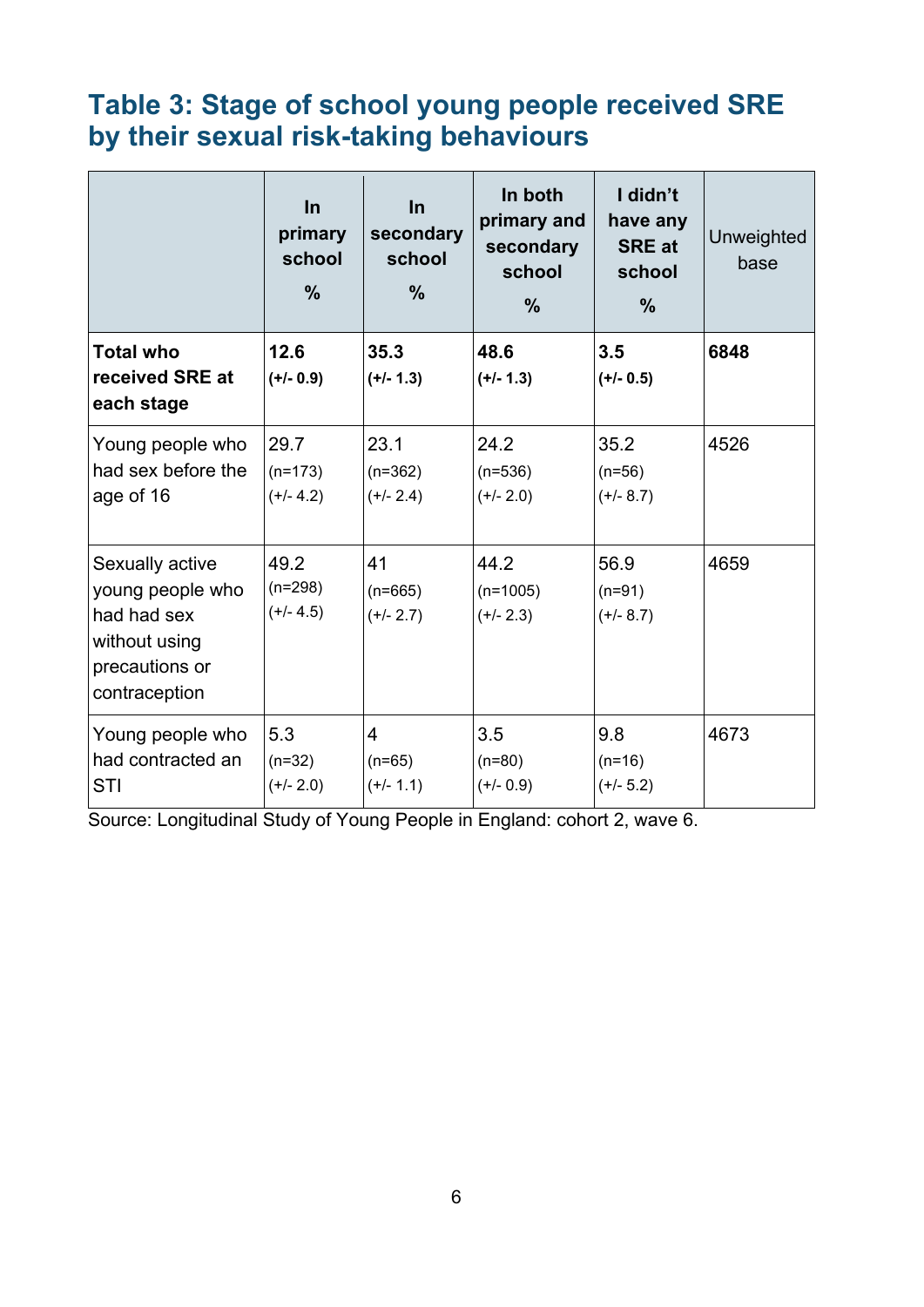## Table 3: Stage of school young people received SRE by their sexual risk-taking behaviours

| | In primary school % | In secondary school % | In both primary and secondary school % | I didn't have any SRE at school % | Unweighted base |
|---|---|---|---|---|---|
| **Total who received SRE at each stage** | **12.6** **(+/- 0.9)** | **35.3** **(+/- 1.3)** | **48.6** **(+/- 1.3)** | **3.5** **(+/- 0.5)** | **6848** |
| Young people who had sex before the age of 16 | 29.7 (n=173) (+/- 4.2) | 23.1 (n=362) (+/- 2.4) | 24.2 (n=536) (+/- 2.0) | 35.2 (n=56) (+/- 8.7) | 4526 |
| Sexually active young people who had had sex without using precautions or contraception | 49.2 (n=298) (+/- 4.5) | 41 (n=665) (+/- 2.7) | 44.2 (n=1005) (+/- 2.3) | 56.9 (n=91) (+/- 8.7) | 4659 |
| Young people who had contracted an STI | 5.3 (n=32) (+/- 2.0) | 4 (n=65) (+/- 1.1) | 3.5 (n=80) (+/- 0.9) | 9.8 (n=16) (+/- 5.2) | 4673 |

Source: Longitudinal Study of Young People in England: cohort 2, wave 6.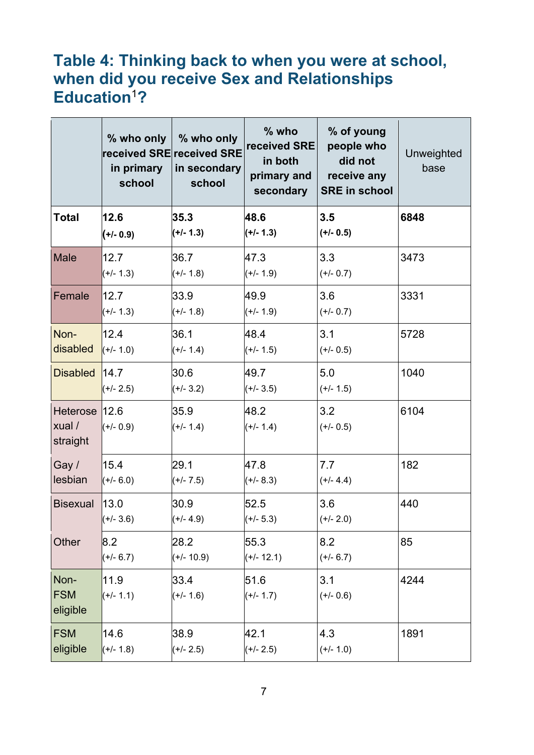## Table 4: Thinking back to when you were at school, when did you receive Sex and Relationships Education[1]?

| | % who only received SRE in primary school | % who only received SRE in secondary school | % who received SRE in both primary and secondary | % of young people who did not receive any SRE in school | Unweighted base |
|---|---|---|---|---|---|
| **Total** | **12.6 (+/- 0.9)** | **35.3 (+/- 1.3)** | **48.6 (+/- 1.3)** | **3.5 (+/- 0.5)** | **6848** |
| Male | 12.7 (+/- 1.3) | 36.7 (+/- 1.8) | 47.3 (+/- 1.9) | 3.3 (+/- 0.7) | 3473 |
| Female | 12.7 (+/- 1.3) | 33.9 (+/- 1.8) | 49.9 (+/- 1.9) | 3.6 (+/- 0.7) | 3331 |
| Non-disabled | 12.4 (+/- 1.0) | 36.1 (+/- 1.4) | 48.4 (+/- 1.5) | 3.1 (+/- 0.5) | 5728 |
| Disabled | 14.7 (+/- 2.5) | 30.6 (+/- 3.2) | 49.7 (+/- 3.5) | 5.0 (+/- 1.5) | 1040 |
| Heterosexual / straight | 12.6 (+/- 0.9) | 35.9 (+/- 1.4) | 48.2 (+/- 1.4) | 3.2 (+/- 0.5) | 6104 |
| Gay / lesbian | 15.4 (+/- 6.0) | 29.1 (+/- 7.5) | 47.8 (+/- 8.3) | 7.7 (+/- 4.4) | 182 |
| Bisexual | 13.0 (+/- 3.6) | 30.9 (+/- 4.9) | 52.5 (+/- 5.3) | 3.6 (+/- 2.0) | 440 |
| Other | 8.2 (+/- 6.7) | 28.2 (+/- 10.9) | 55.3 (+/- 12.1) | 8.2 (+/- 6.7) | 85 |
| Non-FSM eligible | 11.9 (+/- 1.1) | 33.4 (+/- 1.6) | 51.6 (+/- 1.7) | 3.1 (+/- 0.6) | 4244 |
| FSM eligible | 14.6 (+/- 1.8) | 38.9 (+/- 2.5) | 42.1 (+/- 2.5) | 4.3 (+/- 1.0) | 1891 |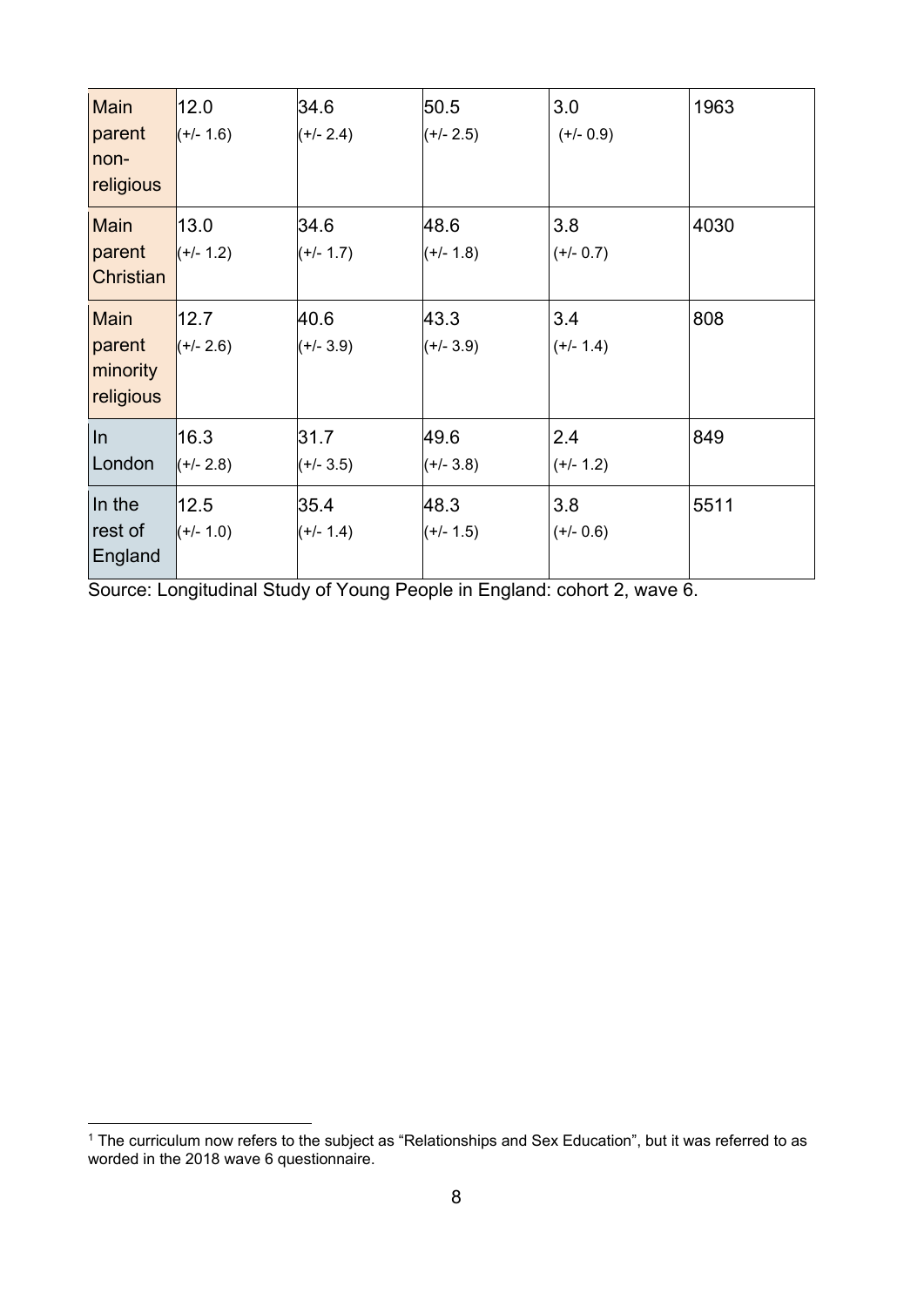| | | | | | |
|---|---|---|---|---|---|
| Main parent non-religious | 12.0 (+/- 1.6) | 34.6 (+/- 2.4) | 50.5 (+/- 2.5) | 3.0 (+/- 0.9) | 1963 |
| Main parent Christian | 13.0 (+/- 1.2) | 34.6 (+/- 1.7) | 48.6 (+/- 1.8) | 3.8 (+/- 0.7) | 4030 |
| Main parent minority religious | 12.7 (+/- 2.6) | 40.6 (+/- 3.9) | 43.3 (+/- 3.9) | 3.4 (+/- 1.4) | 808 |
| In London | 16.3 (+/- 2.8) | 31.7 (+/- 3.5) | 49.6 (+/- 3.8) | 2.4 (+/- 1.2) | 849 |
| In the rest of England | 12.5 (+/- 1.0) | 35.4 (+/- 1.4) | 48.3 (+/- 1.5) | 3.8 (+/- 0.6) | 5511 |

Source: Longitudinal Study of Young People in England: cohort 2, wave 6.

[1] The curriculum now refers to the subject as "Relationships and Sex Education", but it was referred to as worded in the 2018 wave 6 questionnaire.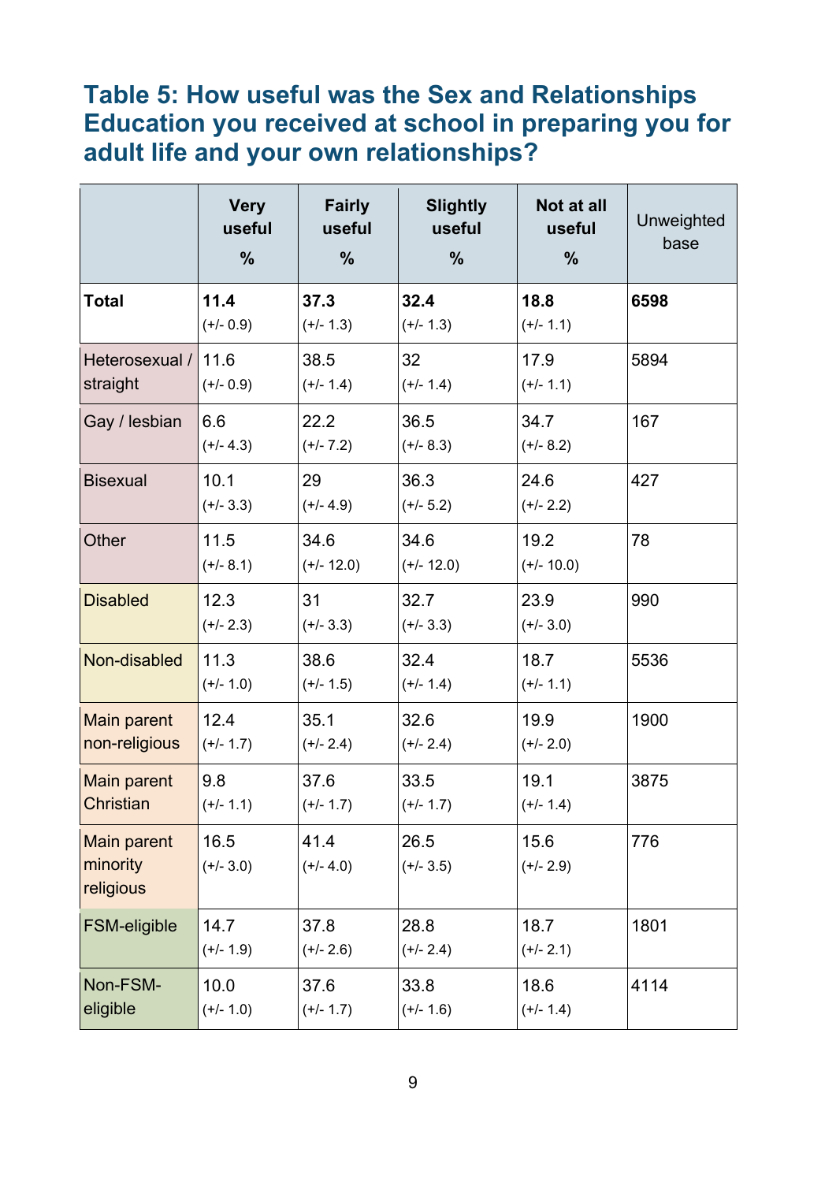### Table 5: How useful was the Sex and Relationships Education you received at school in preparing you for adult life and your own relationships?

| | Very useful % | Fairly useful % | Slightly useful % | Not at all useful % | Unweighted base |
|---|---|---|---|---|---|
| **Total** | **11.4** (+/- 0.9) | **37.3** (+/- 1.3) | **32.4** (+/- 1.3) | **18.8** (+/- 1.1) | **6598** |
| Heterosexual / straight | 11.6 (+/- 0.9) | 38.5 (+/- 1.4) | 32 (+/- 1.4) | 17.9 (+/- 1.1) | 5894 |
| Gay / lesbian | 6.6 (+/- 4.3) | 22.2 (+/- 7.2) | 36.5 (+/- 8.3) | 34.7 (+/- 8.2) | 167 |
| Bisexual | 10.1 (+/- 3.3) | 29 (+/- 4.9) | 36.3 (+/- 5.2) | 24.6 (+/- 2.2) | 427 |
| Other | 11.5 (+/- 8.1) | 34.6 (+/- 12.0) | 34.6 (+/- 12.0) | 19.2 (+/- 10.0) | 78 |
| Disabled | 12.3 (+/- 2.3) | 31 (+/- 3.3) | 32.7 (+/- 3.3) | 23.9 (+/- 3.0) | 990 |
| Non-disabled | 11.3 (+/- 1.0) | 38.6 (+/- 1.5) | 32.4 (+/- 1.4) | 18.7 (+/- 1.1) | 5536 |
| Main parent non-religious | 12.4 (+/- 1.7) | 35.1 (+/- 2.4) | 32.6 (+/- 2.4) | 19.9 (+/- 2.0) | 1900 |
| Main parent Christian | 9.8 (+/- 1.1) | 37.6 (+/- 1.7) | 33.5 (+/- 1.7) | 19.1 (+/- 1.4) | 3875 |
| Main parent minority religious | 16.5 (+/- 3.0) | 41.4 (+/- 4.0) | 26.5 (+/- 3.5) | 15.6 (+/- 2.9) | 776 |
| FSM-eligible | 14.7 (+/- 1.9) | 37.8 (+/- 2.6) | 28.8 (+/- 2.4) | 18.7 (+/- 2.1) | 1801 |
| Non-FSM-eligible | 10.0 (+/- 1.0) | 37.6 (+/- 1.7) | 33.8 (+/- 1.6) | 18.6 (+/- 1.4) | 4114 |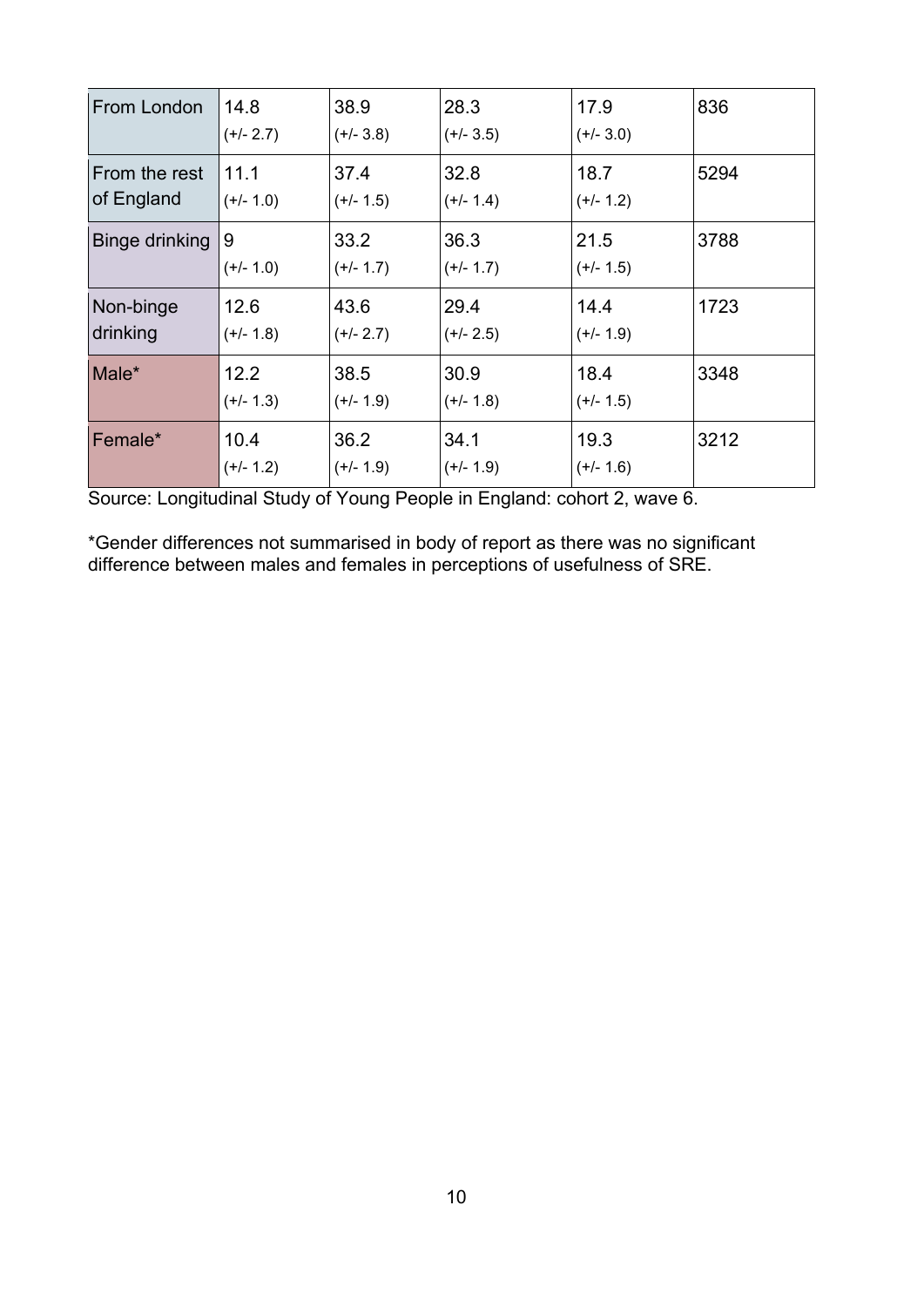| | | | | | |
|---|---|---|---|---|---|
| From London | 14.8 (+/- 2.7) | 38.9 (+/- 3.8) | 28.3 (+/- 3.5) | 17.9 (+/- 3.0) | 836 |
| From the rest of England | 11.1 (+/- 1.0) | 37.4 (+/- 1.5) | 32.8 (+/- 1.4) | 18.7 (+/- 1.2) | 5294 |
| Binge drinking | 9 (+/- 1.0) | 33.2 (+/- 1.7) | 36.3 (+/- 1.7) | 21.5 (+/- 1.5) | 3788 |
| Non-binge drinking | 12.6 (+/- 1.8) | 43.6 (+/- 2.7) | 29.4 (+/- 2.5) | 14.4 (+/- 1.9) | 1723 |
| Male* | 12.2 (+/- 1.3) | 38.5 (+/- 1.9) | 30.9 (+/- 1.8) | 18.4 (+/- 1.5) | 3348 |
| Female* | 10.4 (+/- 1.2) | 36.2 (+/- 1.9) | 34.1 (+/- 1.9) | 19.3 (+/- 1.6) | 3212 |

Source: Longitudinal Study of Young People in England: cohort 2, wave 6.

*Gender differences not summarised in body of report as there was no significant difference between males and females in perceptions of usefulness of SRE.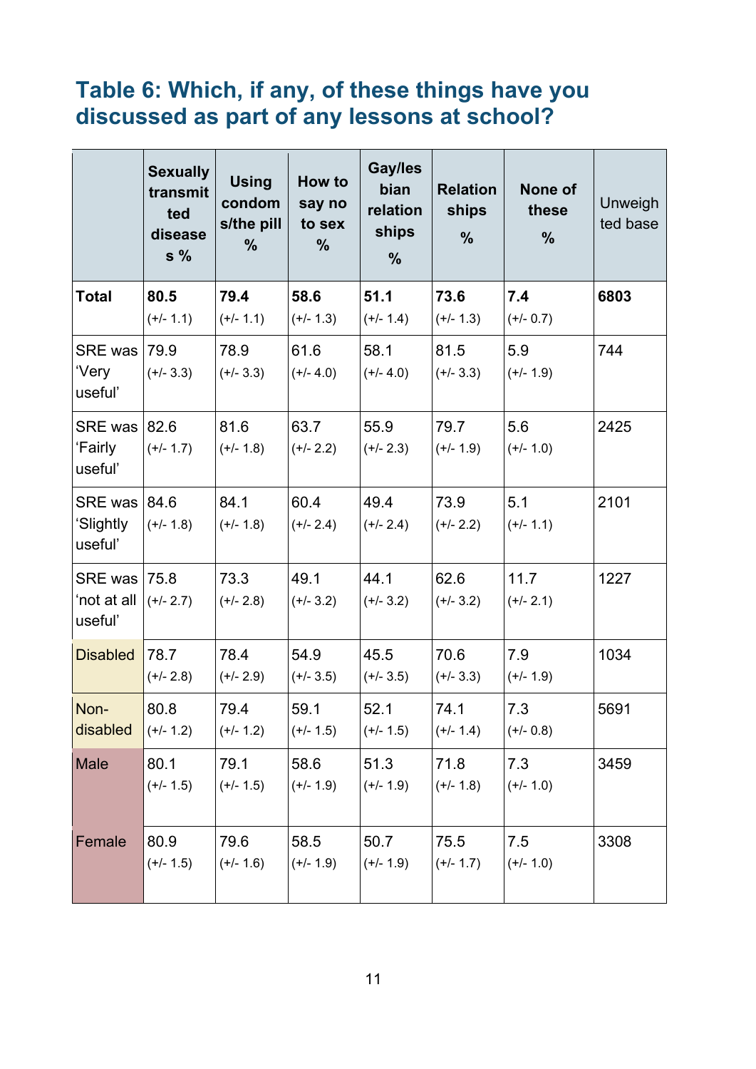## Table 6: Which, if any, of these things have you discussed as part of any lessons at school?

| | Sexually transmitted diseases % | Using condoms/the pill % | How to say no to sex % | Gay/lesbian relationships % | Relationships % | None of these % | Unweighted base |
|---|---|---|---|---|---|---|---|
| **Total** | **80.5** (+/- 1.1) | **79.4** (+/- 1.1) | **58.6** (+/- 1.3) | **51.1** (+/- 1.4) | **73.6** (+/- 1.3) | **7.4** (+/- 0.7) | **6803** |
| SRE was 'Very useful' | 79.9 (+/- 3.3) | 78.9 (+/- 3.3) | 61.6 (+/- 4.0) | 58.1 (+/- 4.0) | 81.5 (+/- 3.3) | 5.9 (+/- 1.9) | 744 |
| SRE was 'Fairly useful' | 82.6 (+/- 1.7) | 81.6 (+/- 1.8) | 63.7 (+/- 2.2) | 55.9 (+/- 2.3) | 79.7 (+/- 1.9) | 5.6 (+/- 1.0) | 2425 |
| SRE was 'Slightly useful' | 84.6 (+/- 1.8) | 84.1 (+/- 1.8) | 60.4 (+/- 2.4) | 49.4 (+/- 2.4) | 73.9 (+/- 2.2) | 5.1 (+/- 1.1) | 2101 |
| SRE was 'not at all useful' | 75.8 (+/- 2.7) | 73.3 (+/- 2.8) | 49.1 (+/- 3.2) | 44.1 (+/- 3.2) | 62.6 (+/- 3.2) | 11.7 (+/- 2.1) | 1227 |
| Disabled | 78.7 (+/- 2.8) | 78.4 (+/- 2.9) | 54.9 (+/- 3.5) | 45.5 (+/- 3.5) | 70.6 (+/- 3.3) | 7.9 (+/- 1.9) | 1034 |
| Non-disabled | 80.8 (+/- 1.2) | 79.4 (+/- 1.2) | 59.1 (+/- 1.5) | 52.1 (+/- 1.5) | 74.1 (+/- 1.4) | 7.3 (+/- 0.8) | 5691 |
| Male | 80.1 (+/- 1.5) | 79.1 (+/- 1.5) | 58.6 (+/- 1.9) | 51.3 (+/- 1.9) | 71.8 (+/- 1.8) | 7.3 (+/- 1.0) | 3459 |
| Female | 80.9 (+/- 1.5) | 79.6 (+/- 1.6) | 58.5 (+/- 1.9) | 50.7 (+/- 1.9) | 75.5 (+/- 1.7) | 7.5 (+/- 1.0) | 3308 |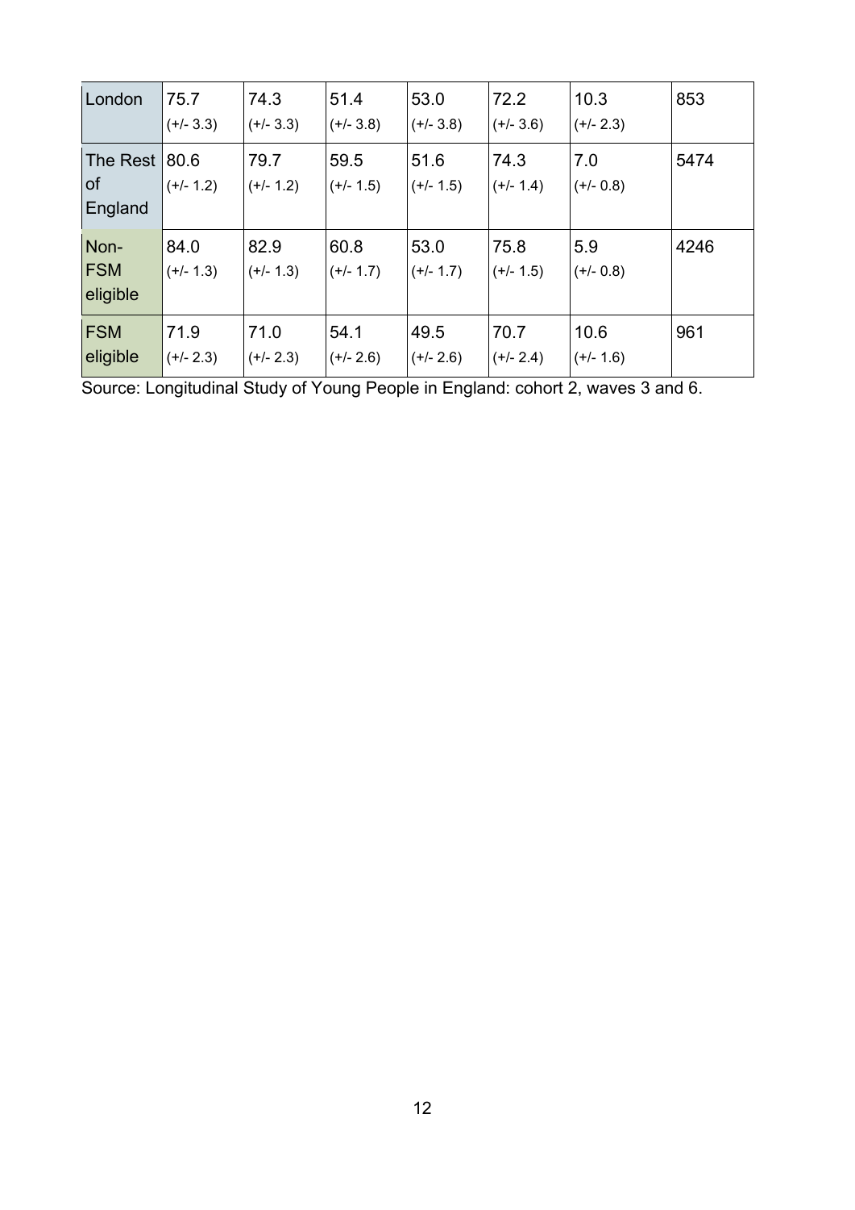| | | | | | | | |
|---|---|---|---|---|---|---|---|
| London | 75.7 (+/- 3.3) | 74.3 (+/- 3.3) | 51.4 (+/- 3.8) | 53.0 (+/- 3.8) | 72.2 (+/- 3.6) | 10.3 (+/- 2.3) | 853 |
| The Rest of England | 80.6 (+/- 1.2) | 79.7 (+/- 1.2) | 59.5 (+/- 1.5) | 51.6 (+/- 1.5) | 74.3 (+/- 1.4) | 7.0 (+/- 0.8) | 5474 |
| Non-FSM eligible | 84.0 (+/- 1.3) | 82.9 (+/- 1.3) | 60.8 (+/- 1.7) | 53.0 (+/- 1.7) | 75.8 (+/- 1.5) | 5.9 (+/- 0.8) | 4246 |
| FSM eligible | 71.9 (+/- 2.3) | 71.0 (+/- 2.3) | 54.1 (+/- 2.6) | 49.5 (+/- 2.6) | 70.7 (+/- 2.4) | 10.6 (+/- 1.6) | 961 |

Source: Longitudinal Study of Young People in England: cohort 2, waves 3 and 6.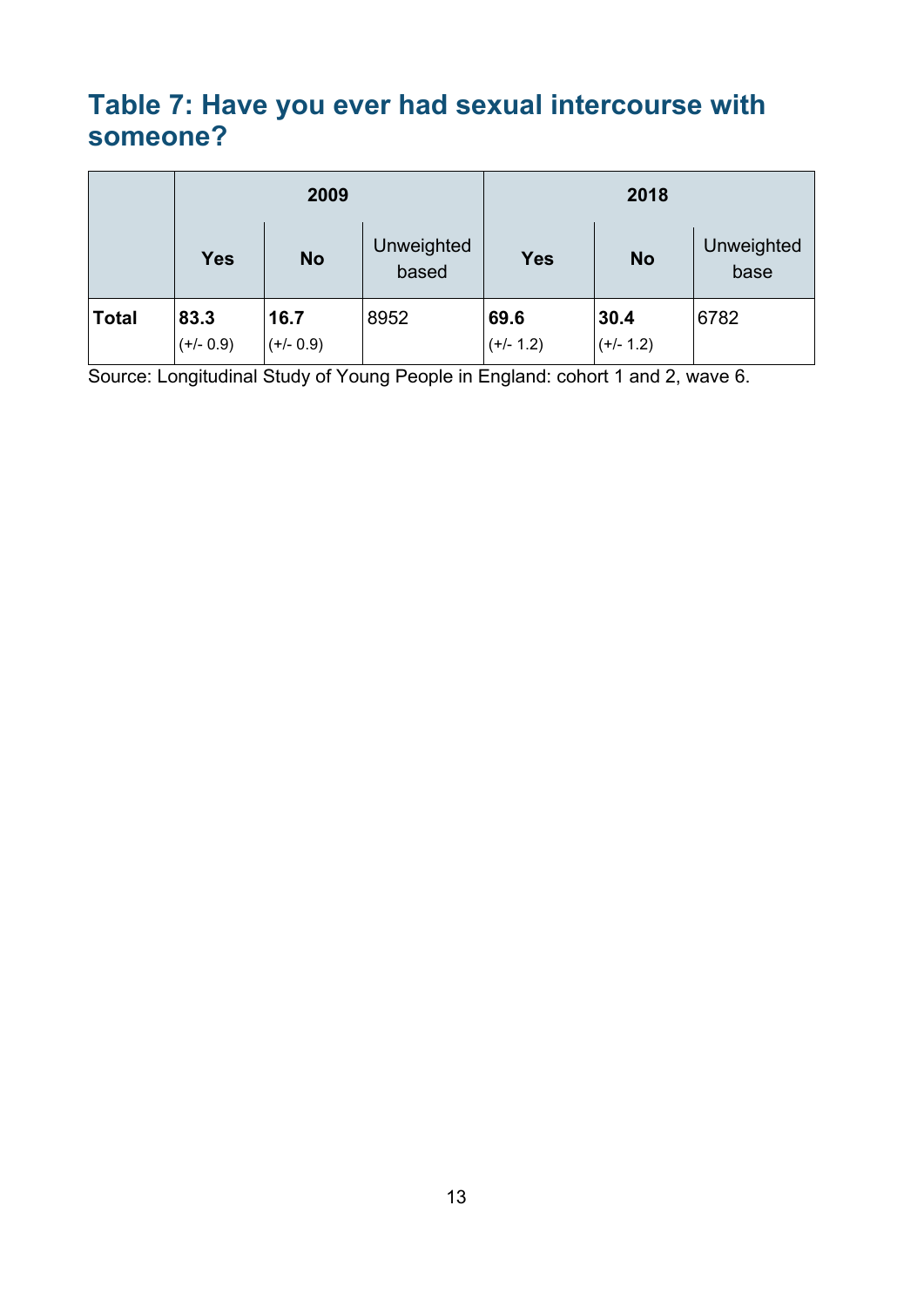## Table 7: Have you ever had sexual intercourse with someone?

| | 2009 | | | 2018 | | |
|---|---|---|---|---|---|---|
| | **Yes** | **No** | Unweighted based | **Yes** | **No** | Unweighted base |
| **Total** | **83.3** (+/- 0.9) | **16.7** (+/- 0.9) | 8952 | **69.6** (+/- 1.2) | **30.4** (+/- 1.2) | 6782 |

Source: Longitudinal Study of Young People in England: cohort 1 and 2, wave 6.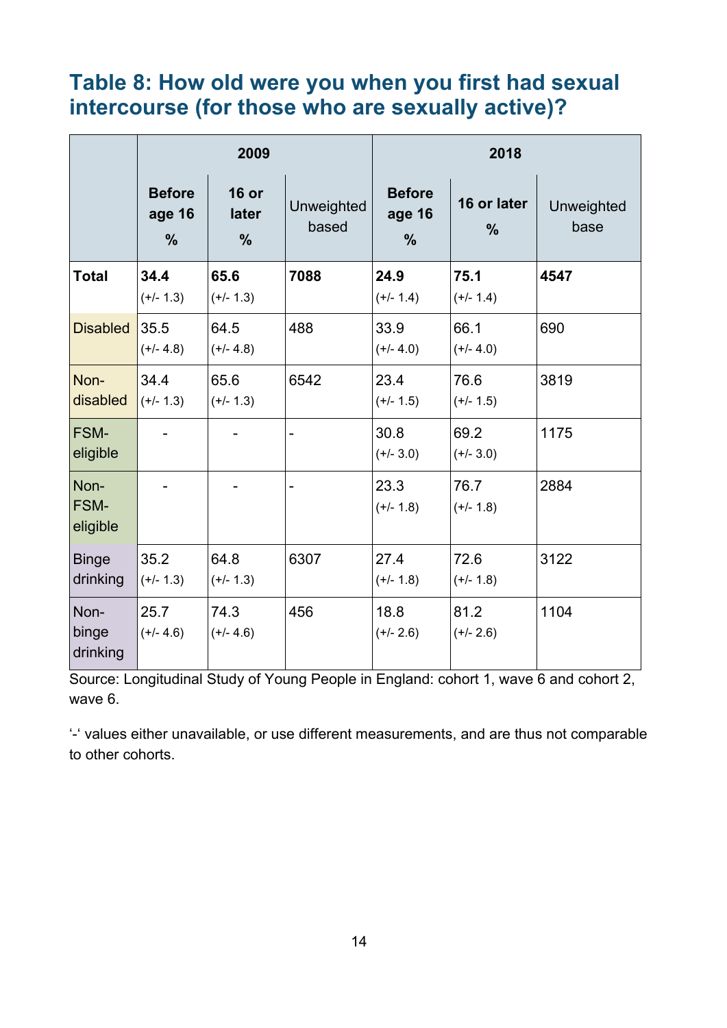## Table 8: How old were you when you first had sexual intercourse (for those who are sexually active)?

| | 2009 | | | 2018 | | |
|---|---|---|---|---|---|---|
| | Before age 16 % | 16 or later % | Unweighted based | Before age 16 % | 16 or later % | Unweighted base |
| **Total** | **34.4** (+/- 1.3) | **65.6** (+/- 1.3) | **7088** | **24.9** (+/- 1.4) | **75.1** (+/- 1.4) | **4547** |
| Disabled | 35.5 (+/- 4.8) | 64.5 (+/- 4.8) | 488 | 33.9 (+/- 4.0) | 66.1 (+/- 4.0) | 690 |
| Non-disabled | 34.4 (+/- 1.3) | 65.6 (+/- 1.3) | 6542 | 23.4 (+/- 1.5) | 76.6 (+/- 1.5) | 3819 |
| FSM-eligible | - | - | - | 30.8 (+/- 3.0) | 69.2 (+/- 3.0) | 1175 |
| Non-FSM-eligible | - | - | - | 23.3 (+/- 1.8) | 76.7 (+/- 1.8) | 2884 |
| Binge drinking | 35.2 (+/- 1.3) | 64.8 (+/- 1.3) | 6307 | 27.4 (+/- 1.8) | 72.6 (+/- 1.8) | 3122 |
| Non-binge drinking | 25.7 (+/- 4.6) | 74.3 (+/- 4.6) | 456 | 18.8 (+/- 2.6) | 81.2 (+/- 2.6) | 1104 |

Source: Longitudinal Study of Young People in England: cohort 1, wave 6 and cohort 2, wave 6.

'-' values either unavailable, or use different measurements, and are thus not comparable to other cohorts.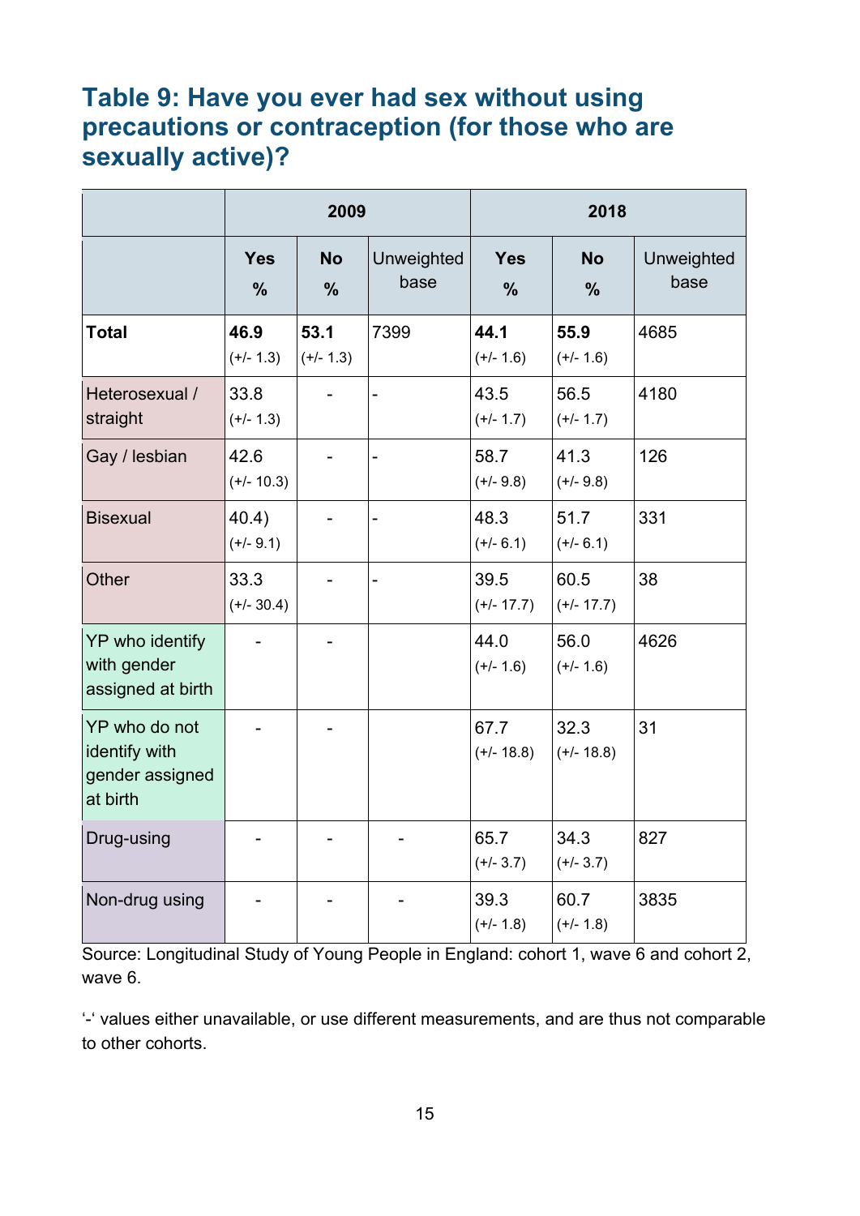## Table 9: Have you ever had sex without using precautions or contraception (for those who are sexually active)?

| | 2009 | | | 2018 | | |
|---|---|---|---|---|---|---|
| | Yes % | No % | Unweighted base | Yes % | No % | Unweighted base |
| **Total** | **46.9** (+/- 1.3) | **53.1** (+/- 1.3) | 7399 | **44.1** (+/- 1.6) | **55.9** (+/- 1.6) | 4685 |
| Heterosexual / straight | 33.8 (+/- 1.3) | - | - | 43.5 (+/- 1.7) | 56.5 (+/- 1.7) | 4180 |
| Gay / lesbian | 42.6 (+/- 10.3) | - | - | 58.7 (+/- 9.8) | 41.3 (+/- 9.8) | 126 |
| Bisexual | 40.4) (+/- 9.1) | - | - | 48.3 (+/- 6.1) | 51.7 (+/- 6.1) | 331 |
| Other | 33.3 (+/- 30.4) | - | - | 39.5 (+/- 17.7) | 60.5 (+/- 17.7) | 38 |
| YP who identify with gender assigned at birth | - | - | | 44.0 (+/- 1.6) | 56.0 (+/- 1.6) | 4626 |
| YP who do not identify with gender assigned at birth | - | - | | 67.7 (+/- 18.8) | 32.3 (+/- 18.8) | 31 |
| Drug-using | - | - | - | 65.7 (+/- 3.7) | 34.3 (+/- 3.7) | 827 |
| Non-drug using | - | - | - | 39.3 (+/- 1.8) | 60.7 (+/- 1.8) | 3835 |

Source: Longitudinal Study of Young People in England: cohort 1, wave 6 and cohort 2, wave 6.

'-' values either unavailable, or use different measurements, and are thus not comparable to other cohorts.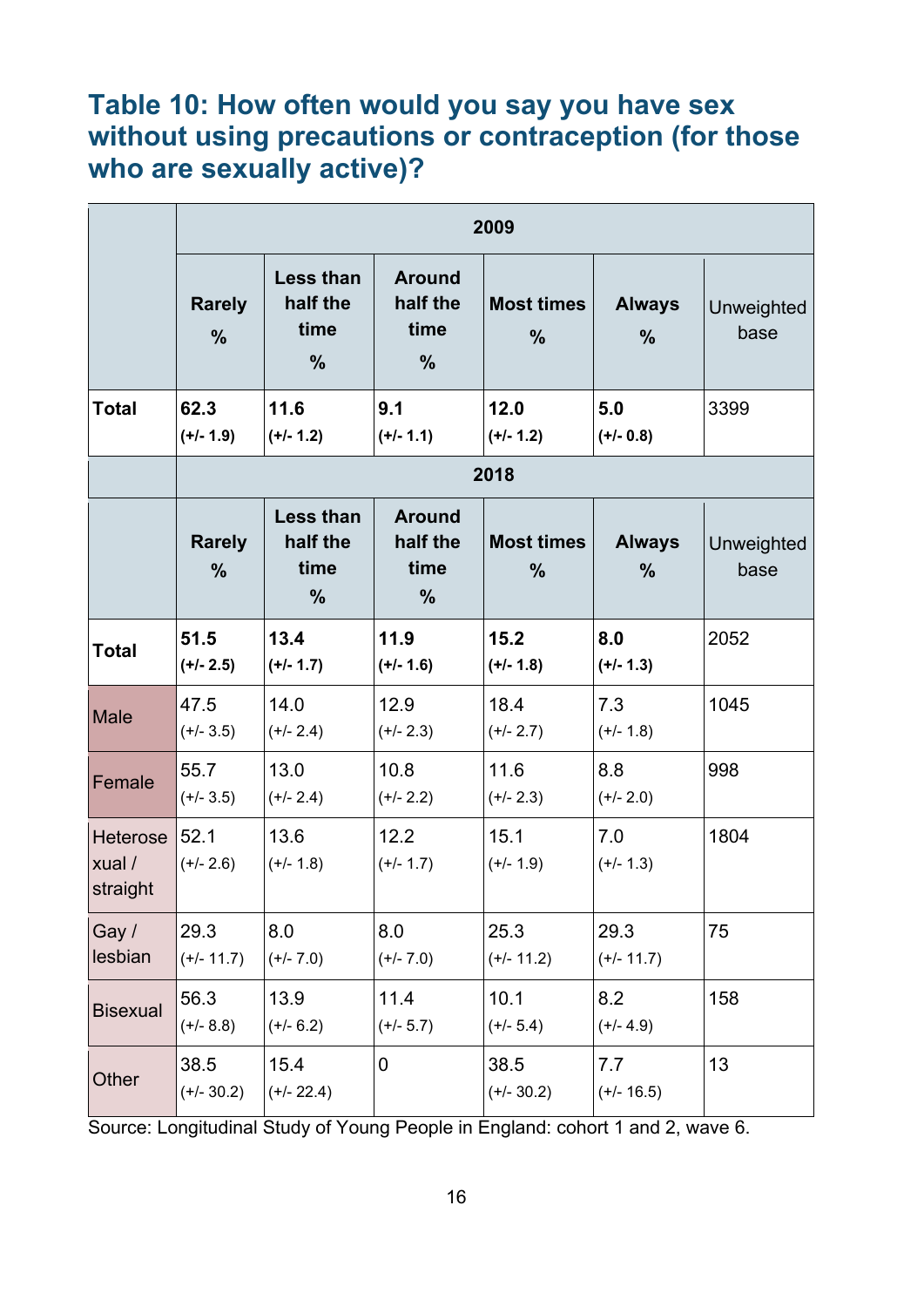### Table 10: How often would you say you have sex without using precautions or contraception (for those who are sexually active)?

| | 2009 | | | | | |
|---|---|---|---|---|---|---|
| | Rarely % | Less than half the time % | Around half the time % | Most times % | Always % | Unweighted base |
| **Total** | **62.3 (+/- 1.9)** | **11.6 (+/- 1.2)** | **9.1 (+/- 1.1)** | **12.0 (+/- 1.2)** | **5.0 (+/- 0.8)** | 3399 |
| | **2018** | | | | | |
| | Rarely % | Less than half the time % | Around half the time % | Most times % | Always % | Unweighted base |
| **Total** | **51.5 (+/- 2.5)** | **13.4 (+/- 1.7)** | **11.9 (+/- 1.6)** | **15.2 (+/- 1.8)** | **8.0 (+/- 1.3)** | 2052 |
| Male | 47.5 (+/- 3.5) | 14.0 (+/- 2.4) | 12.9 (+/- 2.3) | 18.4 (+/- 2.7) | 7.3 (+/- 1.8) | 1045 |
| Female | 55.7 (+/- 3.5) | 13.0 (+/- 2.4) | 10.8 (+/- 2.2) | 11.6 (+/- 2.3) | 8.8 (+/- 2.0) | 998 |
| Heterosexual / straight | 52.1 (+/- 2.6) | 13.6 (+/- 1.8) | 12.2 (+/- 1.7) | 15.1 (+/- 1.9) | 7.0 (+/- 1.3) | 1804 |
| Gay / lesbian | 29.3 (+/- 11.7) | 8.0 (+/- 7.0) | 8.0 (+/- 7.0) | 25.3 (+/- 11.2) | 29.3 (+/- 11.7) | 75 |
| Bisexual | 56.3 (+/- 8.8) | 13.9 (+/- 6.2) | 11.4 (+/- 5.7) | 10.1 (+/- 5.4) | 8.2 (+/- 4.9) | 158 |
| Other | 38.5 (+/- 30.2) | 15.4 (+/- 22.4) | 0 | 38.5 (+/- 30.2) | 7.7 (+/- 16.5) | 13 |

Source: Longitudinal Study of Young People in England: cohort 1 and 2, wave 6.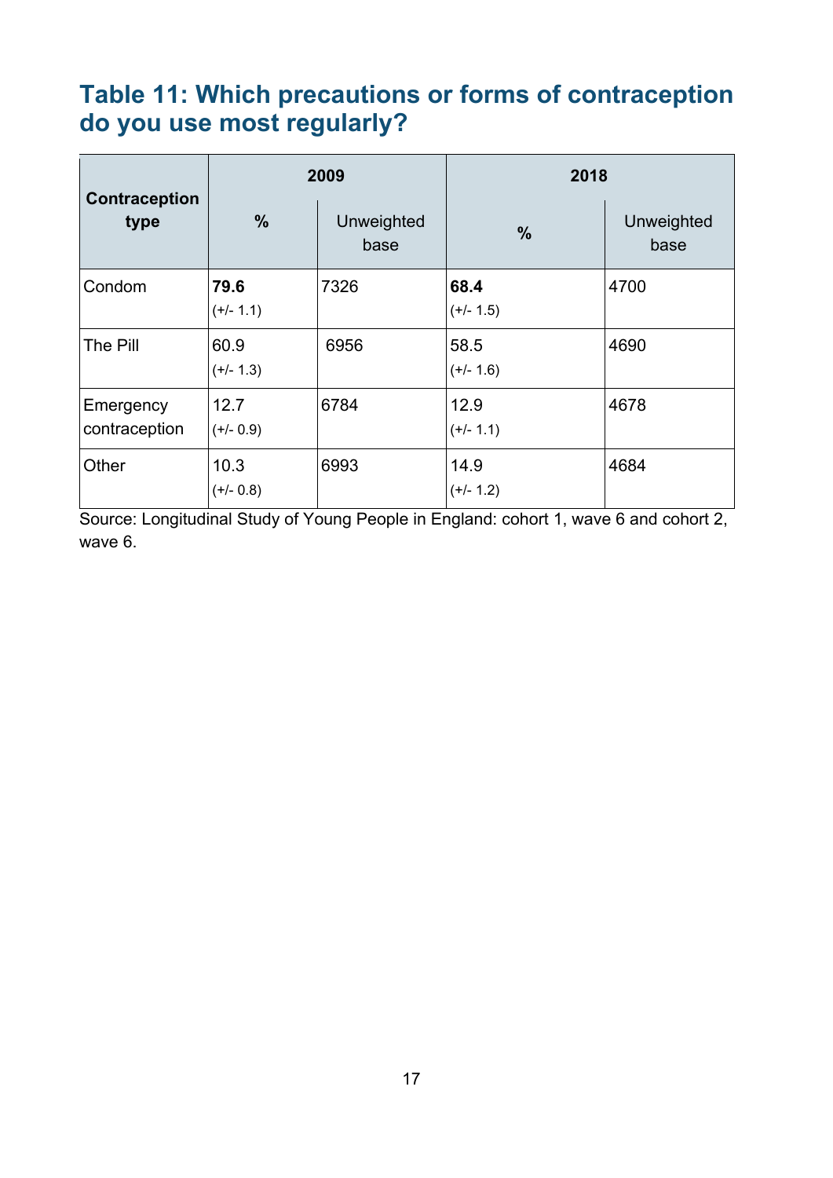## Table 11: Which precautions or forms of contraception do you use most regularly?

| Contraception type | 2009 | | 2018 | |
|---|---|---|---|---|
| | % | Unweighted base | % | Unweighted base |
| Condom | **79.6** (+/- 1.1) | 7326 | **68.4** (+/- 1.5) | 4700 |
| The Pill | 60.9 (+/- 1.3) | 6956 | 58.5 (+/- 1.6) | 4690 |
| Emergency contraception | 12.7 (+/- 0.9) | 6784 | 12.9 (+/- 1.1) | 4678 |
| Other | 10.3 (+/- 0.8) | 6993 | 14.9 (+/- 1.2) | 4684 |

Source: Longitudinal Study of Young People in England: cohort 1, wave 6 and cohort 2, wave 6.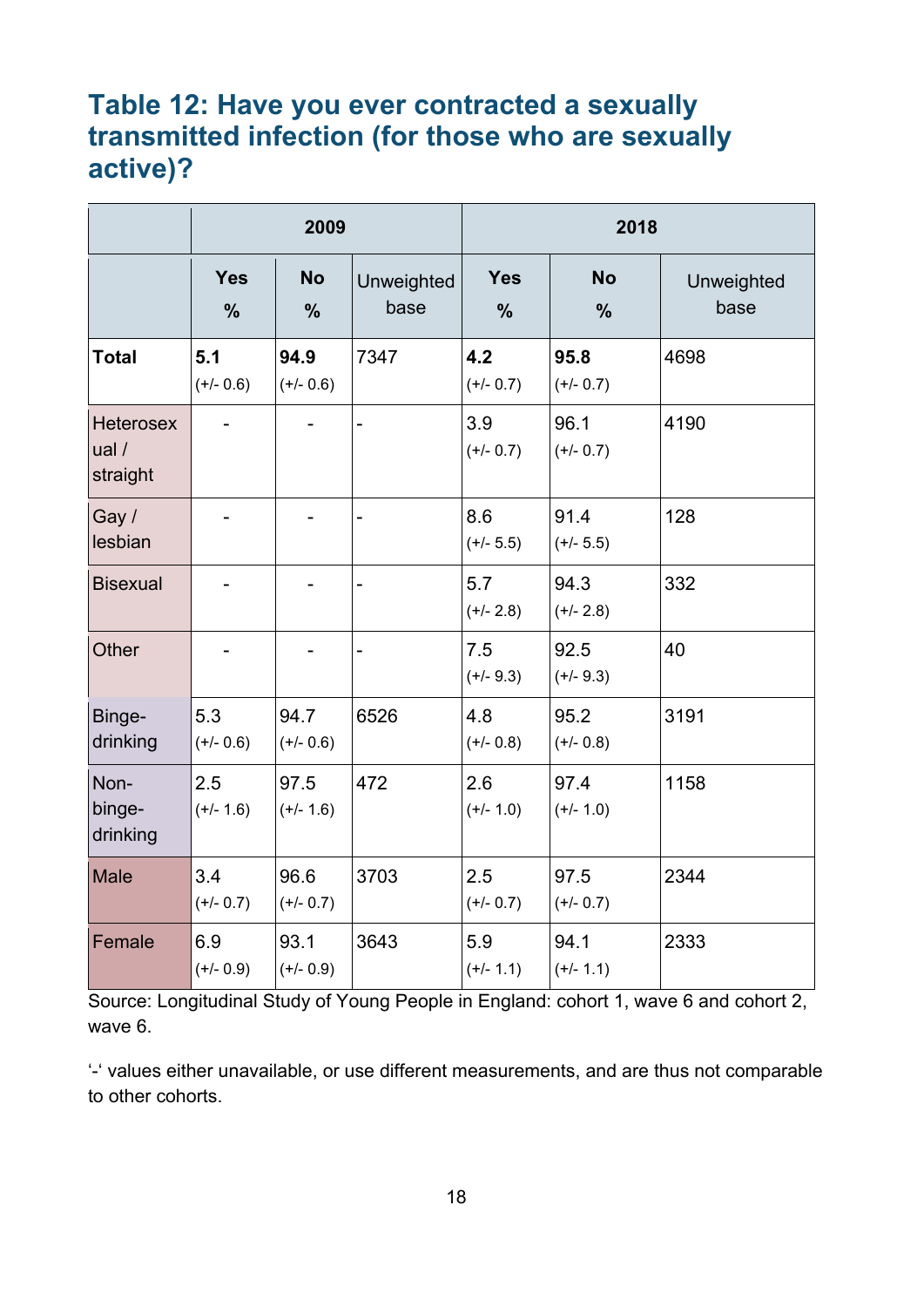### Table 12: Have you ever contracted a sexually transmitted infection (for those who are sexually active)?

| | 2009 | | | 2018 | | |
|---|---|---|---|---|---|---|
| | Yes % | No % | Unweighted base | Yes % | No % | Unweighted base |
| **Total** | **5.1** (+/- 0.6) | **94.9** (+/- 0.6) | 7347 | **4.2** (+/- 0.7) | **95.8** (+/- 0.7) | 4698 |
| Heterosexual / straight | - | - | - | 3.9 (+/- 0.7) | 96.1 (+/- 0.7) | 4190 |
| Gay / lesbian | - | - | - | 8.6 (+/- 5.5) | 91.4 (+/- 5.5) | 128 |
| Bisexual | - | - | - | 5.7 (+/- 2.8) | 94.3 (+/- 2.8) | 332 |
| Other | - | - | - | 7.5 (+/- 9.3) | 92.5 (+/- 9.3) | 40 |
| Binge-drinking | 5.3 (+/- 0.6) | 94.7 (+/- 0.6) | 6526 | 4.8 (+/- 0.8) | 95.2 (+/- 0.8) | 3191 |
| Non-binge-drinking | 2.5 (+/- 1.6) | 97.5 (+/- 1.6) | 472 | 2.6 (+/- 1.0) | 97.4 (+/- 1.0) | 1158 |
| Male | 3.4 (+/- 0.7) | 96.6 (+/- 0.7) | 3703 | 2.5 (+/- 0.7) | 97.5 (+/- 0.7) | 2344 |
| Female | 6.9 (+/- 0.9) | 93.1 (+/- 0.9) | 3643 | 5.9 (+/- 1.1) | 94.1 (+/- 1.1) | 2333 |

Source: Longitudinal Study of Young People in England: cohort 1, wave 6 and cohort 2, wave 6.

'-' values either unavailable, or use different measurements, and are thus not comparable to other cohorts.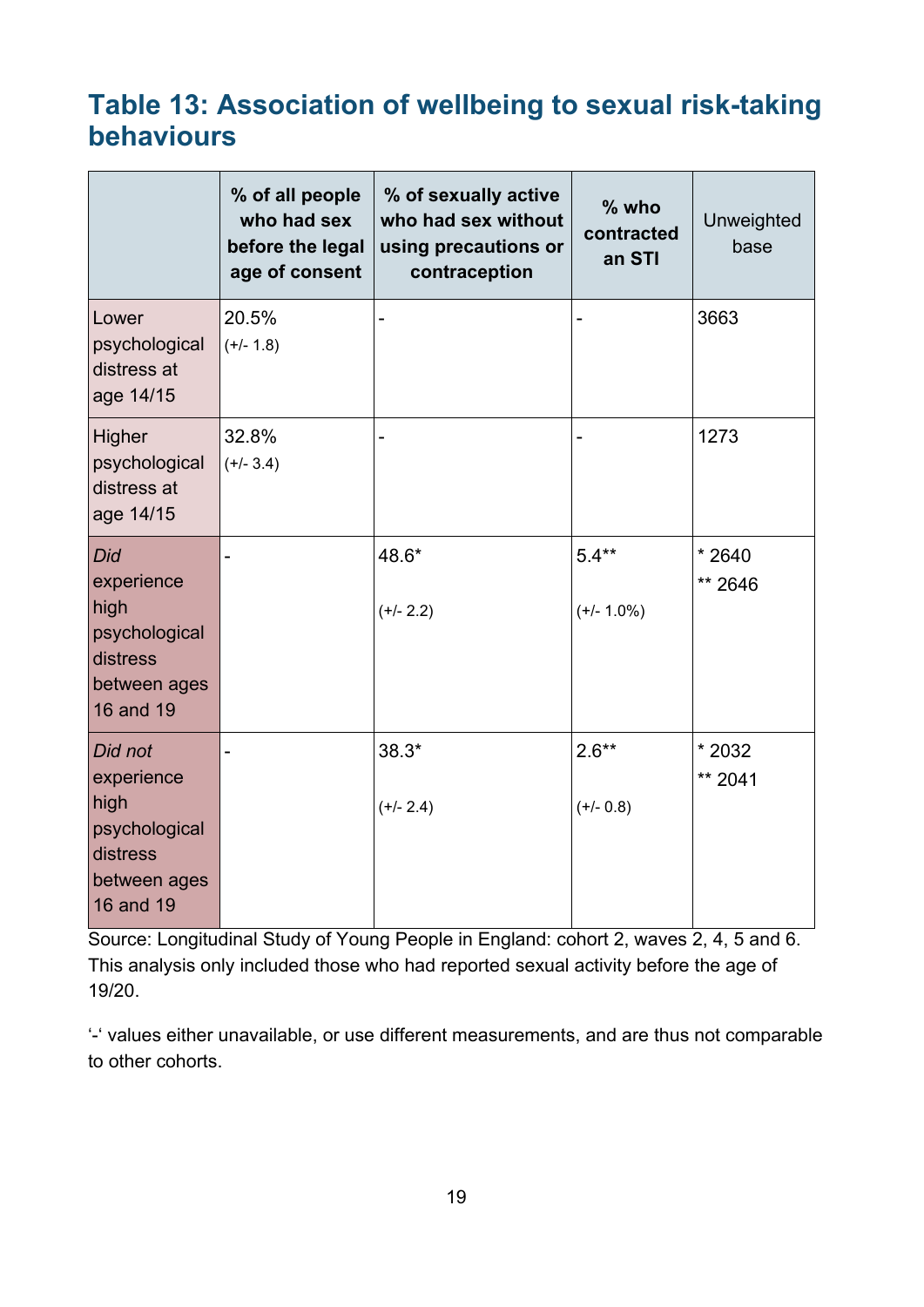## Table 13: Association of wellbeing to sexual risk-taking behaviours

| | % of all people who had sex before the legal age of consent | % of sexually active who had sex without using precautions or contraception | % who contracted an STI | Unweighted base |
|---|---|---|---|---|
| Lower psychological distress at age 14/15 | 20.5% (+/- 1.8) | - | - | 3663 |
| Higher psychological distress at age 14/15 | 32.8% (+/- 3.4) | - | - | 1273 |
| *Did* experience high psychological distress between ages 16 and 19 | - | 48.6* (+/- 2.2) | 5.4** (+/- 1.0%) | * 2640 ** 2646 |
| *Did not* experience high psychological distress between ages 16 and 19 | - | 38.3* (+/- 2.4) | 2.6** (+/- 0.8) | * 2032 ** 2041 |

Source: Longitudinal Study of Young People in England: cohort 2, waves 2, 4, 5 and 6. This analysis only included those who had reported sexual activity before the age of 19/20.

'-' values either unavailable, or use different measurements, and are thus not comparable to other cohorts.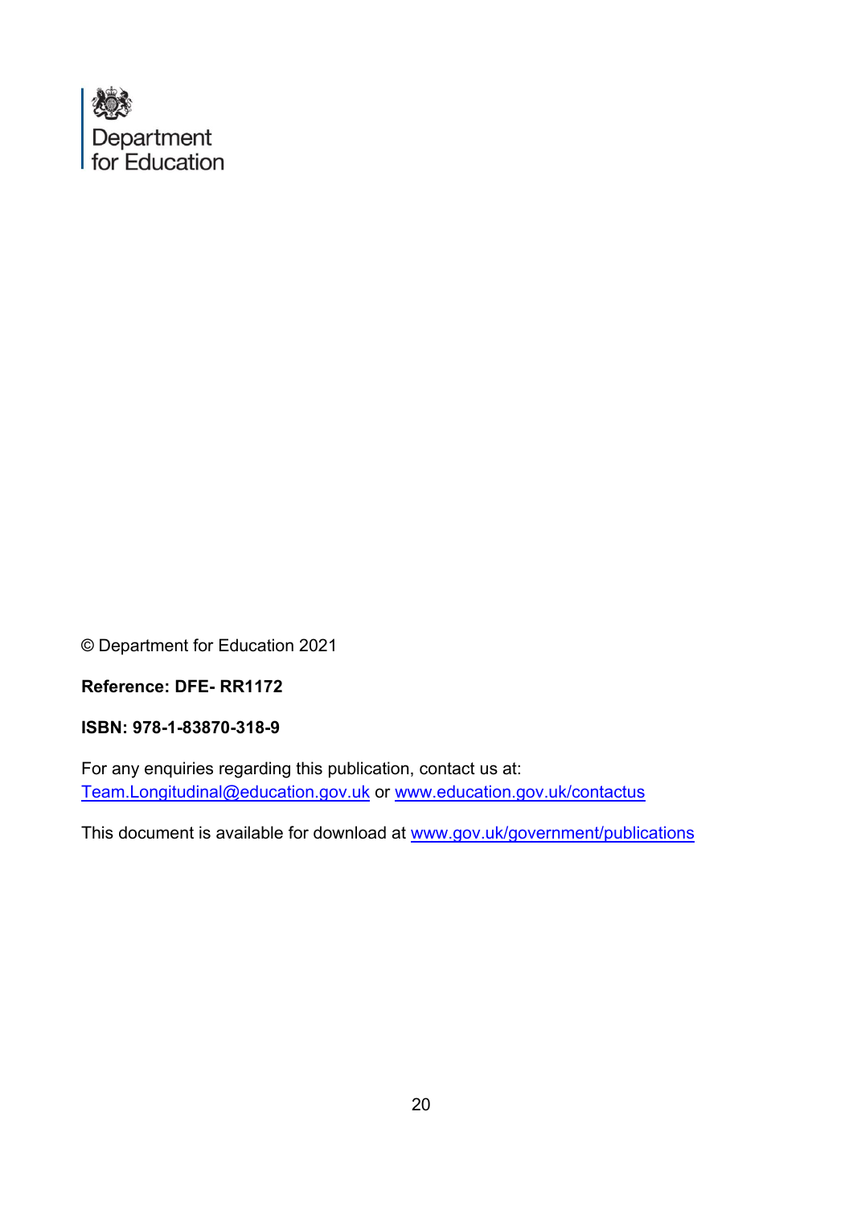Department for Education

© Department for Education 2021

**Reference: DFE- RR1172**

**ISBN: 978-1-83870-318-9**

For any enquiries regarding this publication, contact us at: Team.Longitudinal@education.gov.uk or www.education.gov.uk/contactus

This document is available for download at www.gov.uk/government/publications